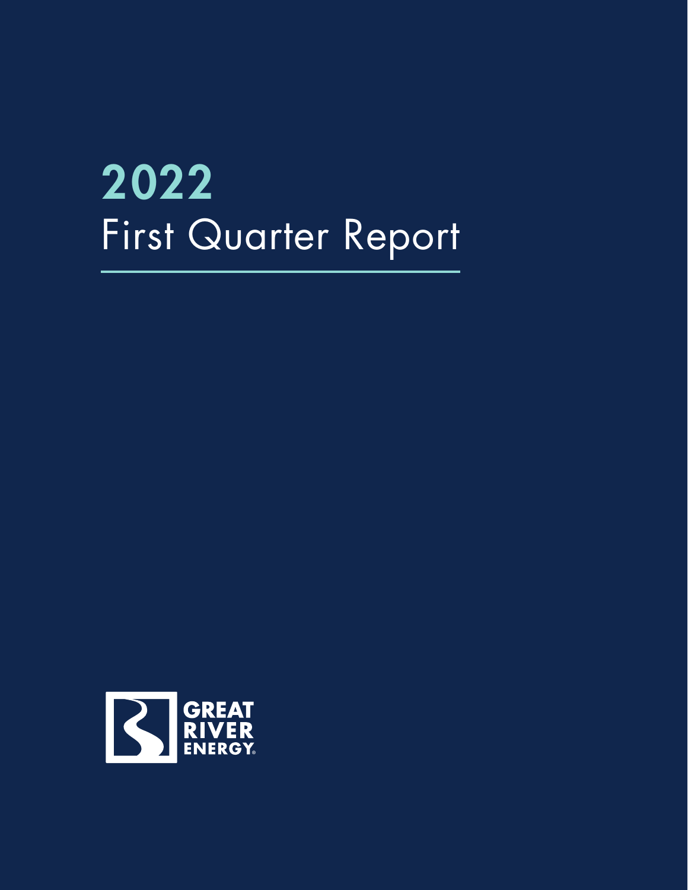# 2022

## First Quarter Report

GREAT RIVER ENERGY®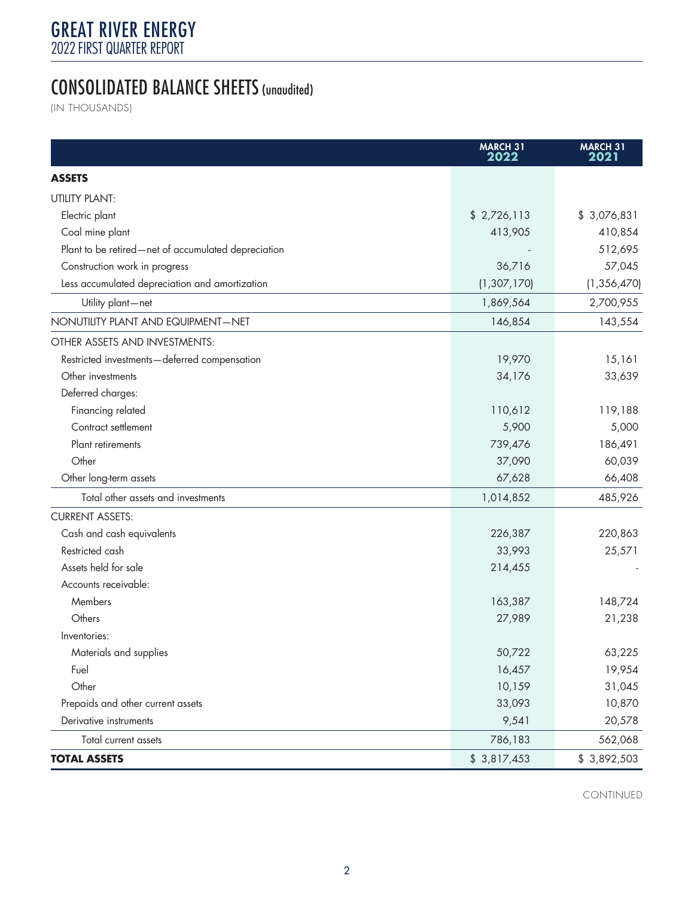# GREAT RIVER ENERGY
2022 FIRST QUARTER REPORT

## CONSOLIDATED BALANCE SHEETS (unaudited)

(IN THOUSANDS)

| | MARCH 31 2022 | MARCH 31 2021 |
|---|---|---|
| **ASSETS** | | |
| UTILITY PLANT: | | |
| Electric plant | $ 2,726,113 | $ 3,076,831 |
| Coal mine plant | 413,905 | 410,854 |
| Plant to be retired—net of accumulated depreciation | - | 512,695 |
| Construction work in progress | 36,716 | 57,045 |
| Less accumulated depreciation and amortization | (1,307,170) | (1,356,470) |
| Utility plant—net | 1,869,564 | 2,700,955 |
| NONUTILITY PLANT AND EQUIPMENT—NET | 146,854 | 143,554 |
| OTHER ASSETS AND INVESTMENTS: | | |
| Restricted investments—deferred compensation | 19,970 | 15,161 |
| Other investments | 34,176 | 33,639 |
| Deferred charges: | | |
| Financing related | 110,612 | 119,188 |
| Contract settlement | 5,900 | 5,000 |
| Plant retirements | 739,476 | 186,491 |
| Other | 37,090 | 60,039 |
| Other long-term assets | 67,628 | 66,408 |
| Total other assets and investments | 1,014,852 | 485,926 |
| CURRENT ASSETS: | | |
| Cash and cash equivalents | 226,387 | 220,863 |
| Restricted cash | 33,993 | 25,571 |
| Assets held for sale | 214,455 | - |
| Accounts receivable: | | |
| Members | 163,387 | 148,724 |
| Others | 27,989 | 21,238 |
| Inventories: | | |
| Materials and supplies | 50,722 | 63,225 |
| Fuel | 16,457 | 19,954 |
| Other | 10,159 | 31,045 |
| Prepaids and other current assets | 33,093 | 10,870 |
| Derivative instruments | 9,541 | 20,578 |
| Total current assets | 786,183 | 562,068 |
| **TOTAL ASSETS** | $ 3,817,453 | $ 3,892,503 |

CONTINUED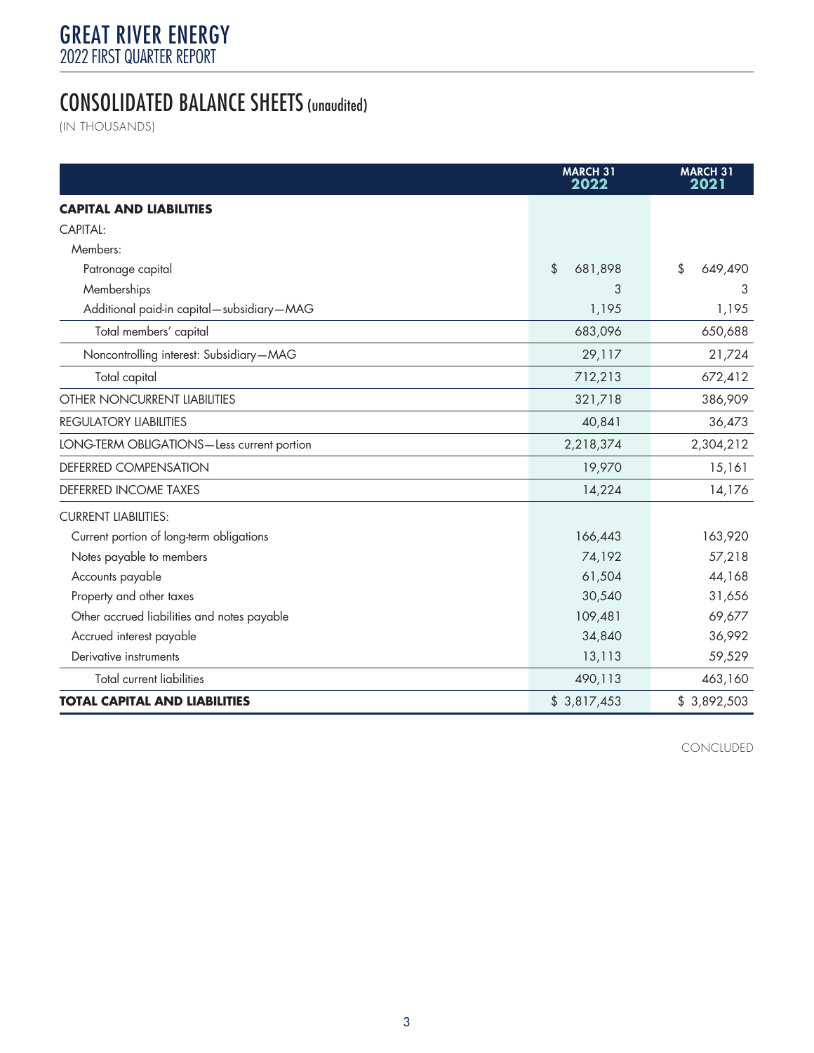# GREAT RIVER ENERGY
2022 FIRST QUARTER REPORT

## CONSOLIDATED BALANCE SHEETS (unaudited)

(IN THOUSANDS)

| | MARCH 31 2022 | MARCH 31 2021 |
|---|---|---|
| **CAPITAL AND LIABILITIES** | | |
| CAPITAL: | | |
| Members: | | |
| Patronage capital | $ 681,898 | $ 649,490 |
| Memberships | 3 | 3 |
| Additional paid-in capital—subsidiary—MAG | 1,195 | 1,195 |
| Total members' capital | 683,096 | 650,688 |
| Noncontrolling interest: Subsidiary—MAG | 29,117 | 21,724 |
| Total capital | 712,213 | 672,412 |
| OTHER NONCURRENT LIABILITIES | 321,718 | 386,909 |
| REGULATORY LIABILITIES | 40,841 | 36,473 |
| LONG-TERM OBLIGATIONS—Less current portion | 2,218,374 | 2,304,212 |
| DEFERRED COMPENSATION | 19,970 | 15,161 |
| DEFERRED INCOME TAXES | 14,224 | 14,176 |
| CURRENT LIABILITIES: | | |
| Current portion of long-term obligations | 166,443 | 163,920 |
| Notes payable to members | 74,192 | 57,218 |
| Accounts payable | 61,504 | 44,168 |
| Property and other taxes | 30,540 | 31,656 |
| Other accrued liabilities and notes payable | 109,481 | 69,677 |
| Accrued interest payable | 34,840 | 36,992 |
| Derivative instruments | 13,113 | 59,529 |
| Total current liabilities | 490,113 | 463,160 |
| **TOTAL CAPITAL AND LIABILITIES** | $ 3,817,453 | $ 3,892,503 |

CONCLUDED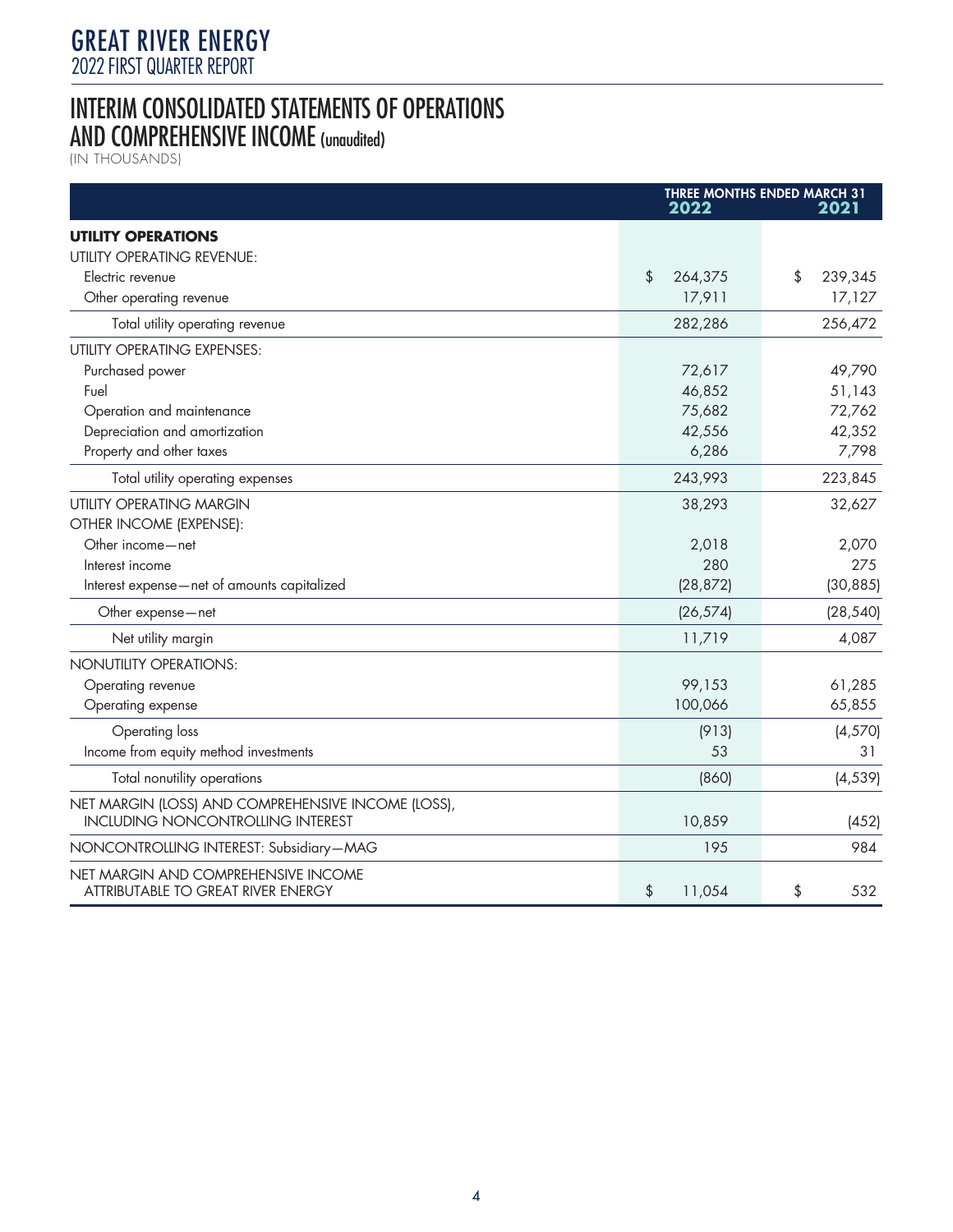# INTERIM CONSOLIDATED STATEMENTS OF OPERATIONS AND COMPREHENSIVE INCOME (unaudited)

(IN THOUSANDS)

| | THREE MONTHS ENDED MARCH 31 2022 | 2021 |
|---|---|---|
| **UTILITY OPERATIONS** | | |
| UTILITY OPERATING REVENUE: | | |
| Electric revenue | $ 264,375 | $ 239,345 |
| Other operating revenue | 17,911 | 17,127 |
| Total utility operating revenue | 282,286 | 256,472 |
| UTILITY OPERATING EXPENSES: | | |
| Purchased power | 72,617 | 49,790 |
| Fuel | 46,852 | 51,143 |
| Operation and maintenance | 75,682 | 72,762 |
| Depreciation and amortization | 42,556 | 42,352 |
| Property and other taxes | 6,286 | 7,798 |
| Total utility operating expenses | 243,993 | 223,845 |
| UTILITY OPERATING MARGIN | 38,293 | 32,627 |
| OTHER INCOME (EXPENSE): | | |
| Other income—net | 2,018 | 2,070 |
| Interest income | 280 | 275 |
| Interest expense—net of amounts capitalized | (28,872) | (30,885) |
| Other expense—net | (26,574) | (28,540) |
| Net utility margin | 11,719 | 4,087 |
| NONUTILITY OPERATIONS: | | |
| Operating revenue | 99,153 | 61,285 |
| Operating expense | 100,066 | 65,855 |
| Operating loss | (913) | (4,570) |
| Income from equity method investments | 53 | 31 |
| Total nonutility operations | (860) | (4,539) |
| NET MARGIN (LOSS) AND COMPREHENSIVE INCOME (LOSS), INCLUDING NONCONTROLLING INTEREST | 10,859 | (452) |
| NONCONTROLLING INTEREST: Subsidiary—MAG | 195 | 984 |
| NET MARGIN AND COMPREHENSIVE INCOME ATTRIBUTABLE TO GREAT RIVER ENERGY | $ 11,054 | $ 532 |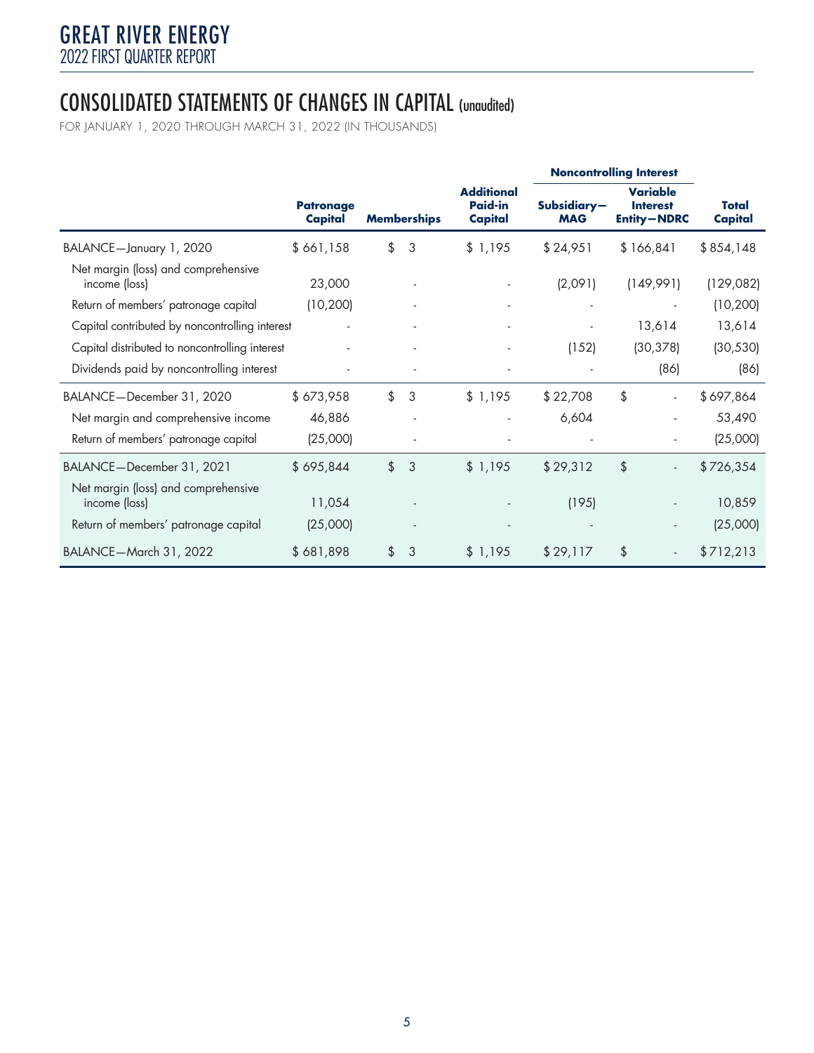# CONSOLIDATED STATEMENTS OF CHANGES IN CAPITAL (unaudited)

FOR JANUARY 1, 2020 THROUGH MARCH 31, 2022 (IN THOUSANDS)

| | Patronage Capital | Memberships | Additional Paid-in Capital | Noncontrolling Interest | | Total Capital |
|---|---|---|---|---|---|---|
| | | | | Subsidiary—MAG | Variable Interest Entity—NDRC | |
| BALANCE—January 1, 2020 | $ 661,158 | $ 3 | $ 1,195 | $ 24,951 | $ 166,841 | $ 854,148 |
| Net margin (loss) and comprehensive income (loss) | 23,000 | - | - | (2,091) | (149,991) | (129,082) |
| Return of members' patronage capital | (10,200) | - | - | - | - | (10,200) |
| Capital contributed by noncontrolling interest | - | - | - | - | 13,614 | 13,614 |
| Capital distributed to noncontrolling interest | - | - | - | (152) | (30,378) | (30,530) |
| Dividends paid by noncontrolling interest | - | - | - | - | (86) | (86) |
| BALANCE—December 31, 2020 | $ 673,958 | $ 3 | $ 1,195 | $ 22,708 | $ - | $ 697,864 |
| Net margin and comprehensive income | 46,886 | - | - | 6,604 | - | 53,490 |
| Return of members' patronage capital | (25,000) | - | - | - | - | (25,000) |
| BALANCE—December 31, 2021 | $ 695,844 | $ 3 | $ 1,195 | $ 29,312 | $ - | $ 726,354 |
| Net margin (loss) and comprehensive income (loss) | 11,054 | - | - | (195) | - | 10,859 |
| Return of members' patronage capital | (25,000) | - | - | - | - | (25,000) |
| BALANCE—March 31, 2022 | $ 681,898 | $ 3 | $ 1,195 | $ 29,117 | $ - | $ 712,213 |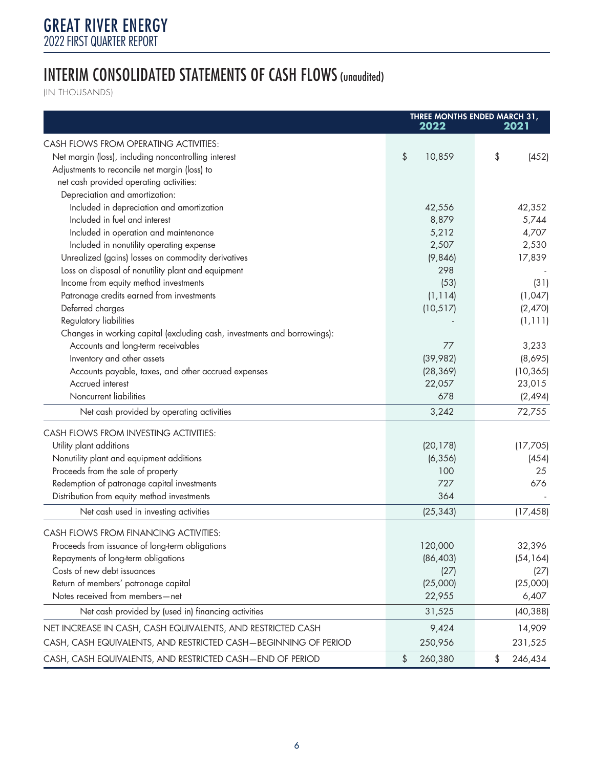# INTERIM CONSOLIDATED STATEMENTS OF CASH FLOWS (unaudited)

(IN THOUSANDS)

| | THREE MONTHS ENDED MARCH 31, 2022 | 2021 |
|---|---|---|
| CASH FLOWS FROM OPERATING ACTIVITIES: | | |
| Net margin (loss), including noncontrolling interest | $ 10,859 | $ (452) |
| Adjustments to reconcile net margin (loss) to net cash provided operating activities: | | |
| Depreciation and amortization: | | |
| Included in depreciation and amortization | 42,556 | 42,352 |
| Included in fuel and interest | 8,879 | 5,744 |
| Included in operation and maintenance | 5,212 | 4,707 |
| Included in nonutility operating expense | 2,507 | 2,530 |
| Unrealized (gains) losses on commodity derivatives | (9,846) | 17,839 |
| Loss on disposal of nonutility plant and equipment | 298 | - |
| Income from equity method investments | (53) | (31) |
| Patronage credits earned from investments | (1,114) | (1,047) |
| Deferred charges | (10,517) | (2,470) |
| Regulatory liabilities | - | (1,111) |
| Changes in working capital (excluding cash, investments and borrowings): | | |
| Accounts and long-term receivables | 77 | 3,233 |
| Inventory and other assets | (39,982) | (8,695) |
| Accounts payable, taxes, and other accrued expenses | (28,369) | (10,365) |
| Accrued interest | 22,057 | 23,015 |
| Noncurrent liabilities | 678 | (2,494) |
| Net cash provided by operating activities | 3,242 | 72,755 |
| CASH FLOWS FROM INVESTING ACTIVITIES: | | |
| Utility plant additions | (20,178) | (17,705) |
| Nonutility plant and equipment additions | (6,356) | (454) |
| Proceeds from the sale of property | 100 | 25 |
| Redemption of patronage capital investments | 727 | 676 |
| Distribution from equity method investments | 364 | - |
| Net cash used in investing activities | (25,343) | (17,458) |
| CASH FLOWS FROM FINANCING ACTIVITIES: | | |
| Proceeds from issuance of long-term obligations | 120,000 | 32,396 |
| Repayments of long-term obligations | (86,403) | (54,164) |
| Costs of new debt issuances | (27) | (27) |
| Return of members' patronage capital | (25,000) | (25,000) |
| Notes received from members—net | 22,955 | 6,407 |
| Net cash provided by (used in) financing activities | 31,525 | (40,388) |
| NET INCREASE IN CASH, CASH EQUIVALENTS, AND RESTRICTED CASH | 9,424 | 14,909 |
| CASH, CASH EQUIVALENTS, AND RESTRICTED CASH—BEGINNING OF PERIOD | 250,956 | 231,525 |
| CASH, CASH EQUIVALENTS, AND RESTRICTED CASH—END OF PERIOD | $ 260,380 | $ 246,434 |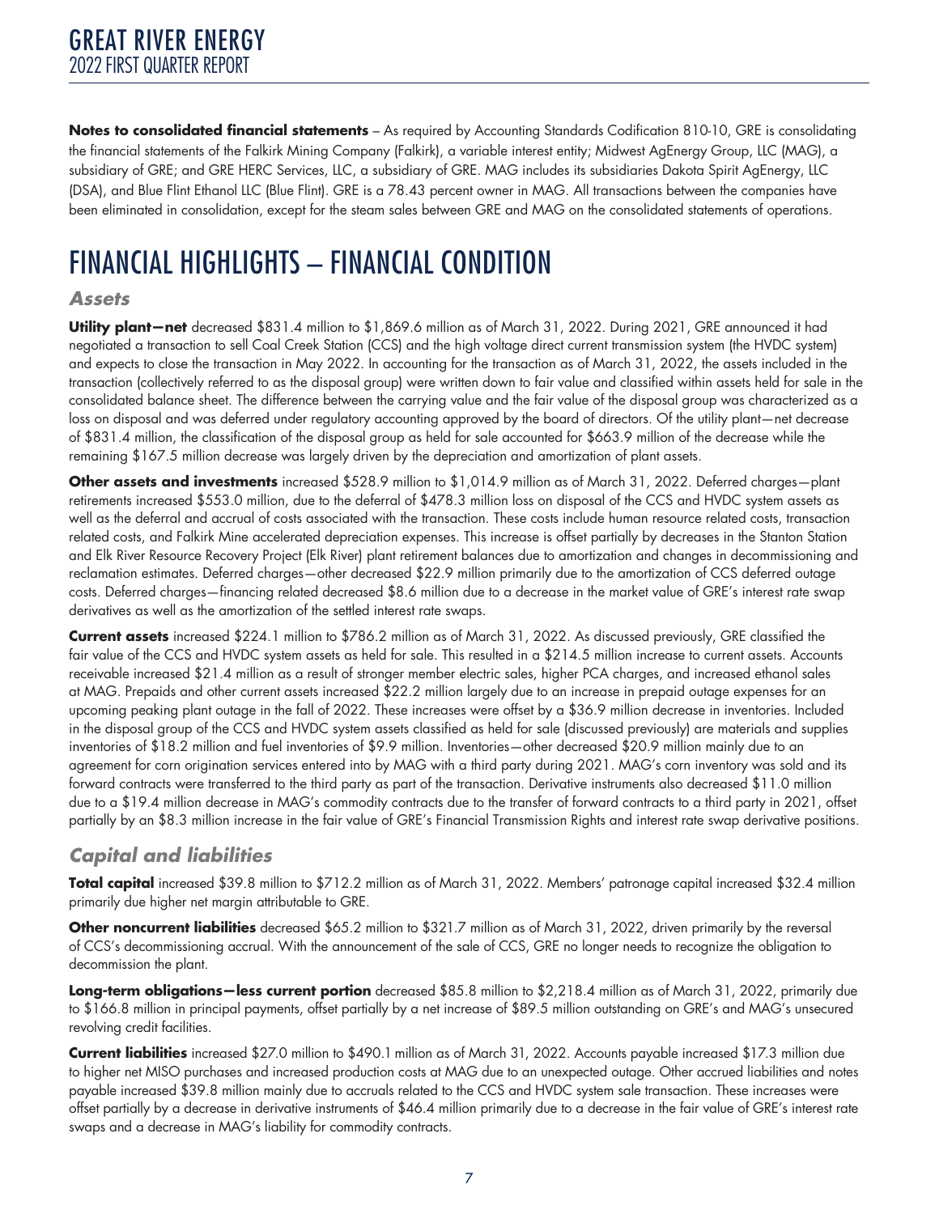**Notes to consolidated financial statements** – As required by Accounting Standards Codification 810-10, GRE is consolidating the financial statements of the Falkirk Mining Company (Falkirk), a variable interest entity; Midwest AgEnergy Group, LLC (MAG), a subsidiary of GRE; and GRE HERC Services, LLC, a subsidiary of GRE. MAG includes its subsidiaries Dakota Spirit AgEnergy, LLC (DSA), and Blue Flint Ethanol LLC (Blue Flint). GRE is a 78.43 percent owner in MAG. All transactions between the companies have been eliminated in consolidation, except for the steam sales between GRE and MAG on the consolidated statements of operations.

# FINANCIAL HIGHLIGHTS – FINANCIAL CONDITION

## *Assets*

**Utility plant—net** decreased $831.4 million to $1,869.6 million as of March 31, 2022. During 2021, GRE announced it had negotiated a transaction to sell Coal Creek Station (CCS) and the high voltage direct current transmission system (the HVDC system) and expects to close the transaction in May 2022. In accounting for the transaction as of March 31, 2022, the assets included in the transaction (collectively referred to as the disposal group) were written down to fair value and classified within assets held for sale in the consolidated balance sheet. The difference between the carrying value and the fair value of the disposal group was characterized as a loss on disposal and was deferred under regulatory accounting approved by the board of directors. Of the utility plant—net decrease of $831.4 million, the classification of the disposal group as held for sale accounted for $663.9 million of the decrease while the remaining $167.5 million decrease was largely driven by the depreciation and amortization of plant assets.

**Other assets and investments** increased $528.9 million to $1,014.9 million as of March 31, 2022. Deferred charges—plant retirements increased $553.0 million, due to the deferral of $478.3 million loss on disposal of the CCS and HVDC system assets as well as the deferral and accrual of costs associated with the transaction. These costs include human resource related costs, transaction related costs, and Falkirk Mine accelerated depreciation expenses. This increase is offset partially by decreases in the Stanton Station and Elk River Resource Recovery Project (Elk River) plant retirement balances due to amortization and changes in decommissioning and reclamation estimates. Deferred charges—other decreased $22.9 million primarily due to the amortization of CCS deferred outage costs. Deferred charges—financing related decreased $8.6 million due to a decrease in the market value of GRE's interest rate swap derivatives as well as the amortization of the settled interest rate swaps.

**Current assets** increased $224.1 million to $786.2 million as of March 31, 2022. As discussed previously, GRE classified the fair value of the CCS and HVDC system assets as held for sale. This resulted in a $214.5 million increase to current assets. Accounts receivable increased $21.4 million as a result of stronger member electric sales, higher PCA charges, and increased ethanol sales at MAG. Prepaids and other current assets increased $22.2 million largely due to an increase in prepaid outage expenses for an upcoming peaking plant outage in the fall of 2022. These increases were offset by a $36.9 million decrease in inventories. Included in the disposal group of the CCS and HVDC system assets classified as held for sale (discussed previously) are materials and supplies inventories of $18.2 million and fuel inventories of $9.9 million. Inventories—other decreased $20.9 million mainly due to an agreement for corn origination services entered into by MAG with a third party during 2021. MAG's corn inventory was sold and its forward contracts were transferred to the third party as part of the transaction. Derivative instruments also decreased $11.0 million due to a $19.4 million decrease in MAG's commodity contracts due to the transfer of forward contracts to a third party in 2021, offset partially by an $8.3 million increase in the fair value of GRE's Financial Transmission Rights and interest rate swap derivative positions.

## *Capital and liabilities*

**Total capital** increased $39.8 million to $712.2 million as of March 31, 2022. Members' patronage capital increased $32.4 million primarily due higher net margin attributable to GRE.

**Other noncurrent liabilities** decreased $65.2 million to $321.7 million as of March 31, 2022, driven primarily by the reversal of CCS's decommissioning accrual. With the announcement of the sale of CCS, GRE no longer needs to recognize the obligation to decommission the plant.

**Long-term obligations—less current portion** decreased $85.8 million to $2,218.4 million as of March 31, 2022, primarily due to $166.8 million in principal payments, offset partially by a net increase of $89.5 million outstanding on GRE's and MAG's unsecured revolving credit facilities.

**Current liabilities** increased $27.0 million to $490.1 million as of March 31, 2022. Accounts payable increased $17.3 million due to higher net MISO purchases and increased production costs at MAG due to an unexpected outage. Other accrued liabilities and notes payable increased $39.8 million mainly due to accruals related to the CCS and HVDC system sale transaction. These increases were offset partially by a decrease in derivative instruments of $46.4 million primarily due to a decrease in the fair value of GRE's interest rate swaps and a decrease in MAG's liability for commodity contracts.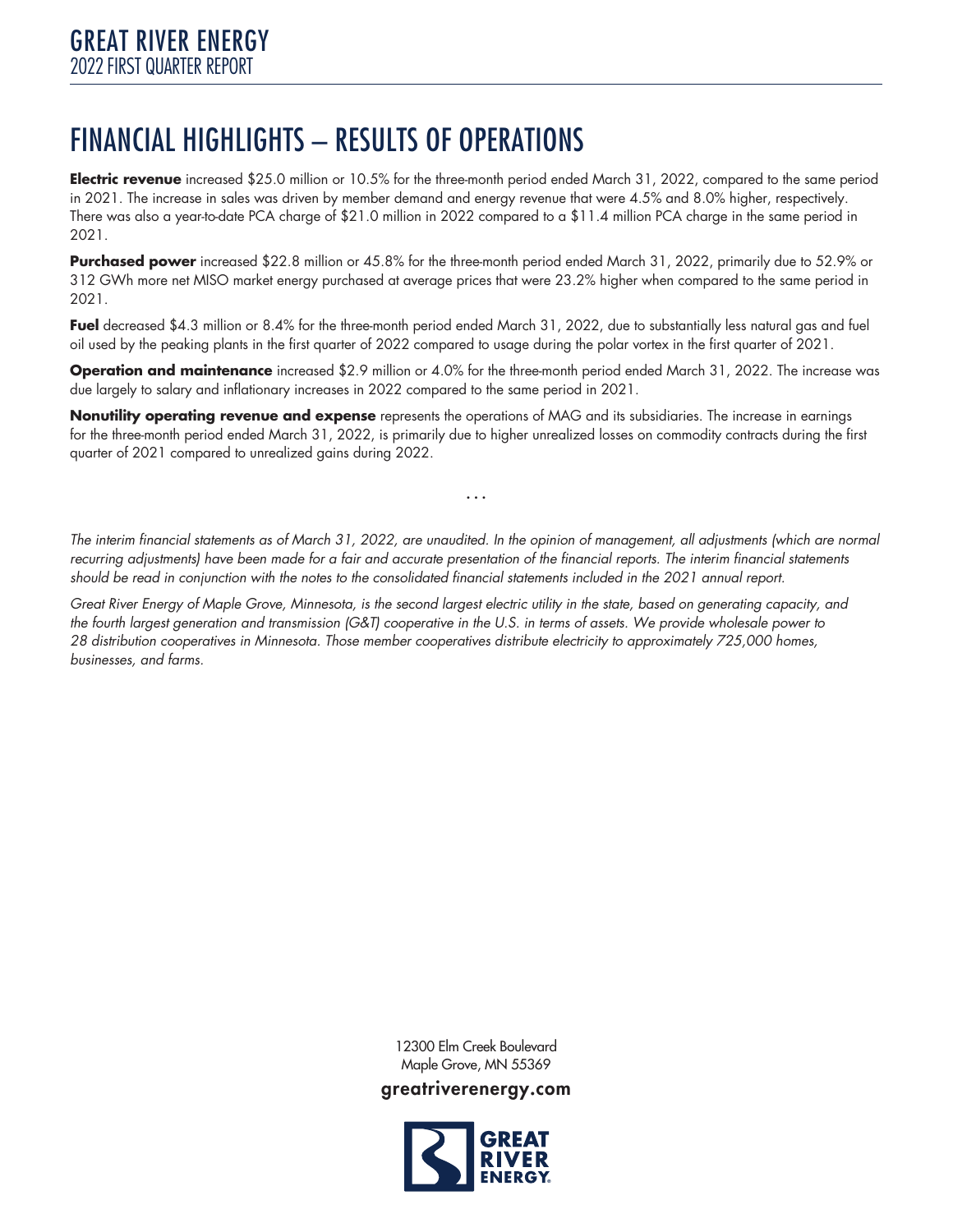# FINANCIAL HIGHLIGHTS – RESULTS OF OPERATIONS

**Electric revenue** increased $25.0 million or 10.5% for the three-month period ended March 31, 2022, compared to the same period in 2021. The increase in sales was driven by member demand and energy revenue that were 4.5% and 8.0% higher, respectively. There was also a year-to-date PCA charge of $21.0 million in 2022 compared to a $11.4 million PCA charge in the same period in 2021.

**Purchased power** increased $22.8 million or 45.8% for the three-month period ended March 31, 2022, primarily due to 52.9% or 312 GWh more net MISO market energy purchased at average prices that were 23.2% higher when compared to the same period in 2021.

**Fuel** decreased $4.3 million or 8.4% for the three-month period ended March 31, 2022, due to substantially less natural gas and fuel oil used by the peaking plants in the first quarter of 2022 compared to usage during the polar vortex in the first quarter of 2021.

**Operation and maintenance** increased $2.9 million or 4.0% for the three-month period ended March 31, 2022. The increase was due largely to salary and inflationary increases in 2022 compared to the same period in 2021.

**Nonutility operating revenue and expense** represents the operations of MAG and its subsidiaries. The increase in earnings for the three-month period ended March 31, 2022, is primarily due to higher unrealized losses on commodity contracts during the first quarter of 2021 compared to unrealized gains during 2022.

. . .

*The interim financial statements as of March 31, 2022, are unaudited. In the opinion of management, all adjustments (which are normal recurring adjustments) have been made for a fair and accurate presentation of the financial reports. The interim financial statements should be read in conjunction with the notes to the consolidated financial statements included in the 2021 annual report.*

*Great River Energy of Maple Grove, Minnesota, is the second largest electric utility in the state, based on generating capacity, and the fourth largest generation and transmission (G&T) cooperative in the U.S. in terms of assets. We provide wholesale power to 28 distribution cooperatives in Minnesota. Those member cooperatives distribute electricity to approximately 725,000 homes, businesses, and farms.*

12300 Elm Creek Boulevard
Maple Grove, MN 55369

**greatriverenergy.com**

GREAT RIVER ENERGY.